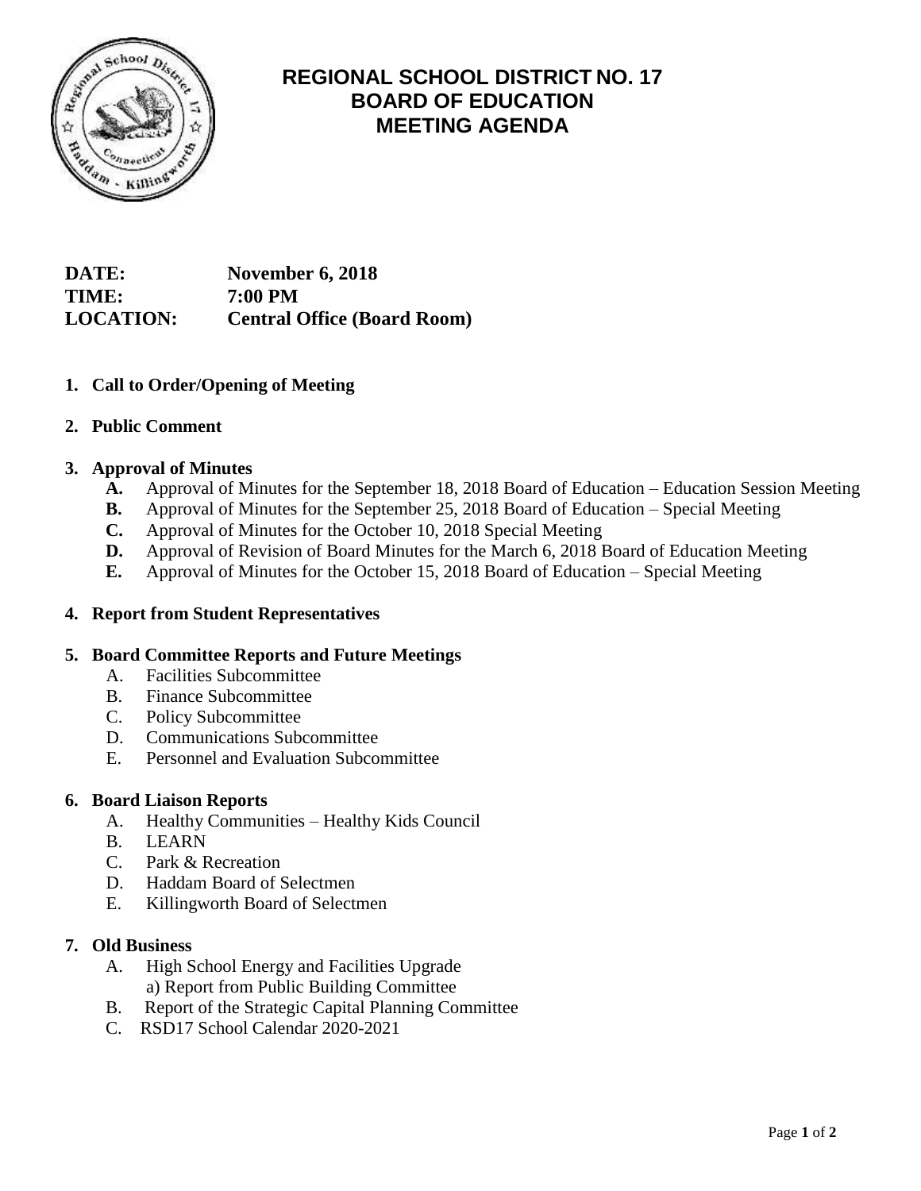# REGIONAL SCHOOL DISTRICT NO. 17
# BOARD OF EDUCATION
# MEETING AGENDA

**DATE:** November 6, 2018
**TIME:** 7:00 PM
**LOCATION:** Central Office (Board Room)

1. **Call to Order/Opening of Meeting**

2. **Public Comment**

3. **Approval of Minutes**
   - **A.** Approval of Minutes for the September 18, 2018 Board of Education – Education Session Meeting
   - **B.** Approval of Minutes for the September 25, 2018 Board of Education – Special Meeting
   - **C.** Approval of Minutes for the October 10, 2018 Special Meeting
   - **D.** Approval of Revision of Board Minutes for the March 6, 2018 Board of Education Meeting
   - **E.** Approval of Minutes for the October 15, 2018 Board of Education – Special Meeting

4. **Report from Student Representatives**

5. **Board Committee Reports and Future Meetings**
   - A. Facilities Subcommittee
   - B. Finance Subcommittee
   - C. Policy Subcommittee
   - D. Communications Subcommittee
   - E. Personnel and Evaluation Subcommittee

6. **Board Liaison Reports**
   - A. Healthy Communities – Healthy Kids Council
   - B. LEARN
   - C. Park & Recreation
   - D. Haddam Board of Selectmen
   - E. Killingworth Board of Selectmen

7. **Old Business**
   - A. High School Energy and Facilities Upgrade
     - a) Report from Public Building Committee
   - B. Report of the Strategic Capital Planning Committee
   - C. RSD17 School Calendar 2020-2021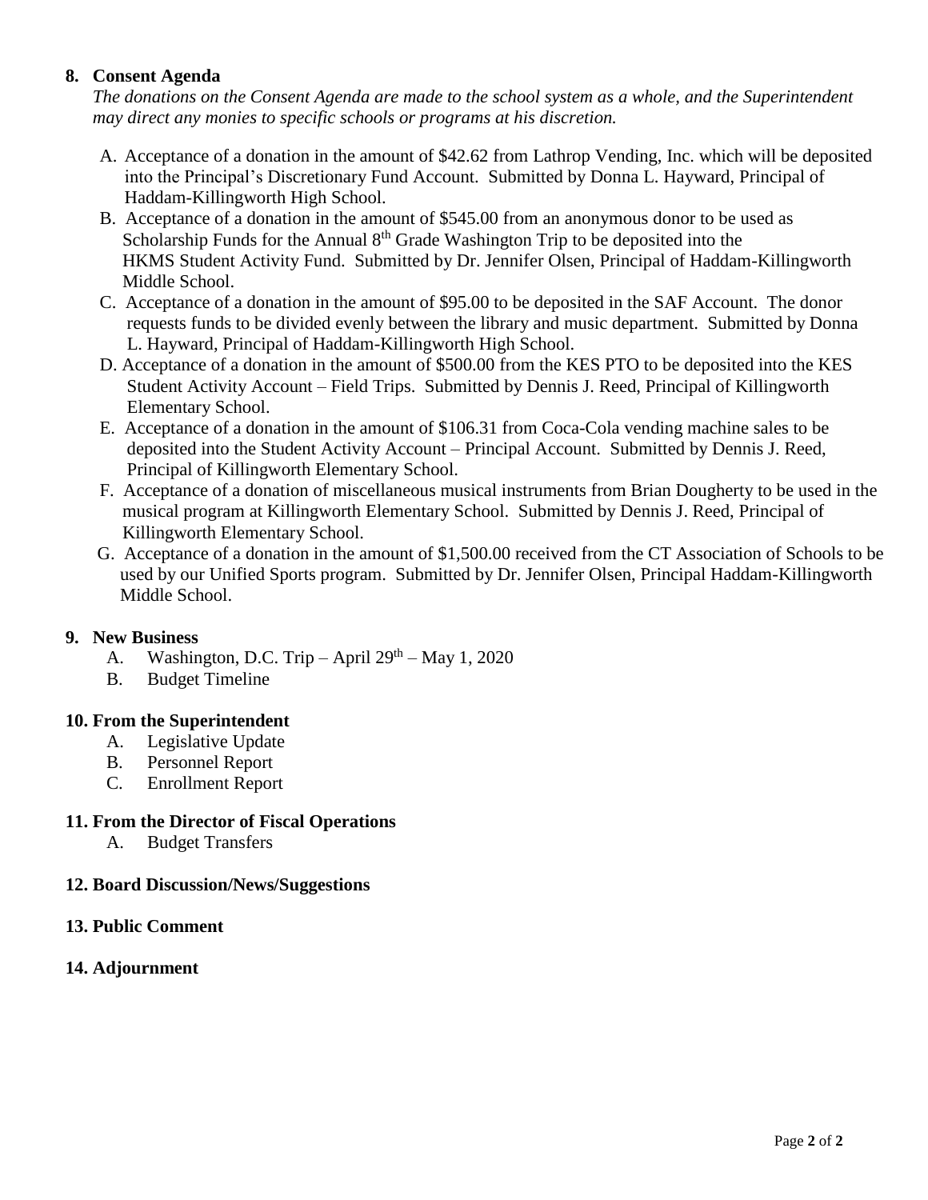**8. Consent Agenda**

*The donations on the Consent Agenda are made to the school system as a whole, and the Superintendent may direct any monies to specific schools or programs at his discretion.*

A. Acceptance of a donation in the amount of $42.62 from Lathrop Vending, Inc. which will be deposited into the Principal's Discretionary Fund Account. Submitted by Donna L. Hayward, Principal of Haddam-Killingworth High School.

B. Acceptance of a donation in the amount of $545.00 from an anonymous donor to be used as Scholarship Funds for the Annual 8th Grade Washington Trip to be deposited into the HKMS Student Activity Fund. Submitted by Dr. Jennifer Olsen, Principal of Haddam-Killingworth Middle School.

C. Acceptance of a donation in the amount of $95.00 to be deposited in the SAF Account. The donor requests funds to be divided evenly between the library and music department. Submitted by Donna L. Hayward, Principal of Haddam-Killingworth High School.

D. Acceptance of a donation in the amount of $500.00 from the KES PTO to be deposited into the KES Student Activity Account – Field Trips. Submitted by Dennis J. Reed, Principal of Killingworth Elementary School.

E. Acceptance of a donation in the amount of $106.31 from Coca-Cola vending machine sales to be deposited into the Student Activity Account – Principal Account. Submitted by Dennis J. Reed, Principal of Killingworth Elementary School.

F. Acceptance of a donation of miscellaneous musical instruments from Brian Dougherty to be used in the musical program at Killingworth Elementary School. Submitted by Dennis J. Reed, Principal of Killingworth Elementary School.

G. Acceptance of a donation in the amount of $1,500.00 received from the CT Association of Schools to be used by our Unified Sports program. Submitted by Dr. Jennifer Olsen, Principal Haddam-Killingworth Middle School.

**9. New Business**

A. Washington, D.C. Trip – April 29th – May 1, 2020

B. Budget Timeline

**10. From the Superintendent**

A. Legislative Update

B. Personnel Report

C. Enrollment Report

**11. From the Director of Fiscal Operations**

A. Budget Transfers

**12. Board Discussion/News/Suggestions**

**13. Public Comment**

**14. Adjournment**